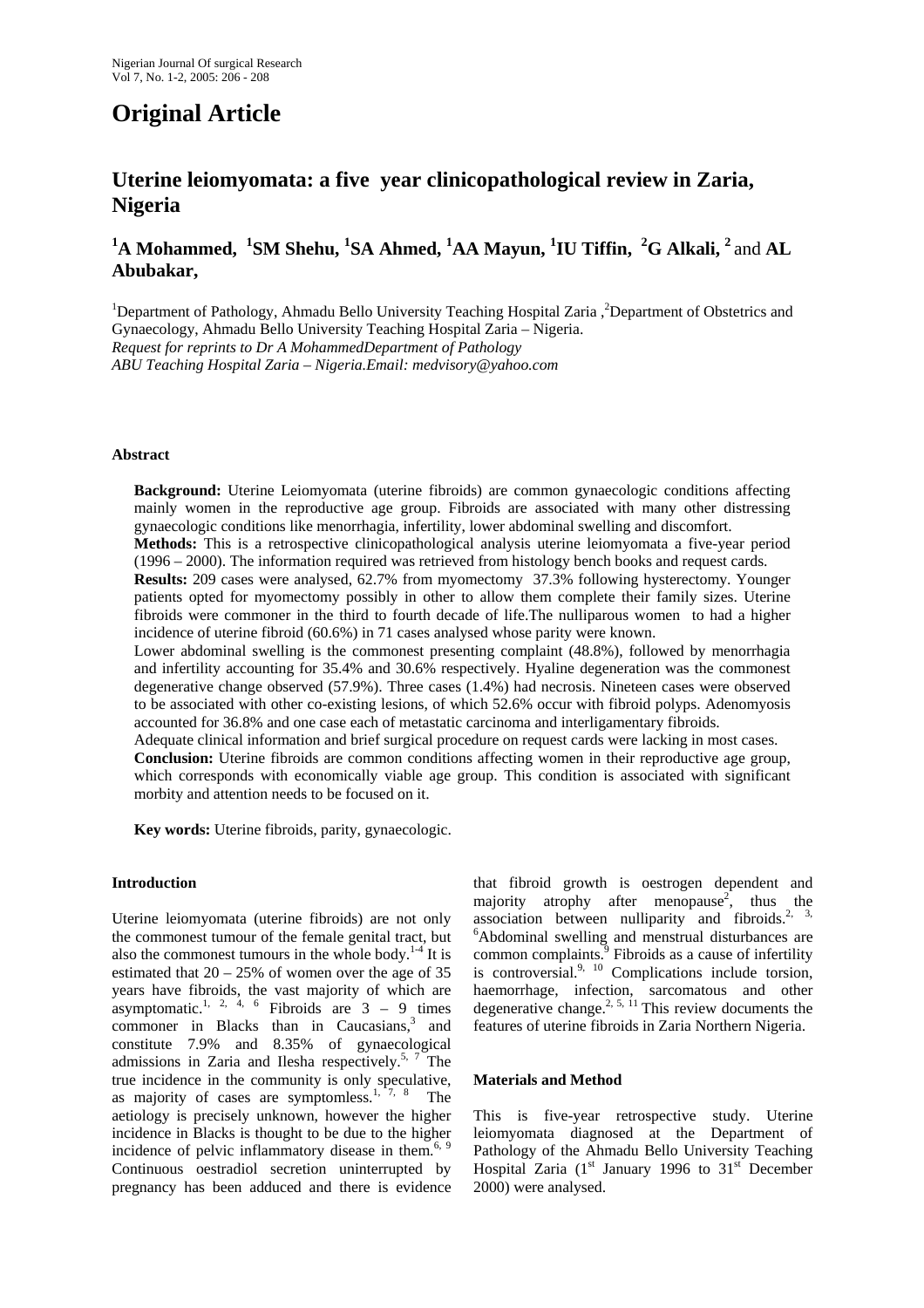# Original Article

## Uterine leiomyomata: a five year clinicopathological review in Zaria, Nigeria

**[1]A Mohammed, [1]SM Shehu, [1]SA Ahmed, [1]AA Mayun, [1]IU Tiffin, [2]G Alkali, [2] and AL Abubakar,**

[1]Department of Pathology, Ahmadu Bello University Teaching Hospital Zaria ,[2]Department of Obstetrics and Gynaecology, Ahmadu Bello University Teaching Hospital Zaria – Nigeria.
*Request for reprints to Dr A MohammedDepartment of Pathology*
*ABU Teaching Hospital Zaria – Nigeria.Email: medvisory@yahoo.com*

#### Abstract

**Background:** Uterine Leiomyomata (uterine fibroids) are common gynaecologic conditions affecting mainly women in the reproductive age group. Fibroids are associated with many other distressing gynaecologic conditions like menorrhagia, infertility, lower abdominal swelling and discomfort.

**Methods:** This is a retrospective clinicopathological analysis uterine leiomyomata a five-year period (1996 – 2000). The information required was retrieved from histology bench books and request cards.

**Results:** 209 cases were analysed, 62.7% from myomectomy 37.3% following hysterectomy. Younger patients opted for myomectomy possibly in other to allow them complete their family sizes. Uterine fibroids were commoner in the third to fourth decade of life.The nulliparous women to had a higher incidence of uterine fibroid (60.6%) in 71 cases analysed whose parity were known.

Lower abdominal swelling is the commonest presenting complaint (48.8%), followed by menorrhagia and infertility accounting for 35.4% and 30.6% respectively. Hyaline degeneration was the commonest degenerative change observed (57.9%). Three cases (1.4%) had necrosis. Nineteen cases were observed to be associated with other co-existing lesions, of which 52.6% occur with fibroid polyps. Adenomyosis accounted for 36.8% and one case each of metastatic carcinoma and interligamentary fibroids.

Adequate clinical information and brief surgical procedure on request cards were lacking in most cases.

**Conclusion:** Uterine fibroids are common conditions affecting women in their reproductive age group, which corresponds with economically viable age group. This condition is associated with significant morbity and attention needs to be focused on it.

**Key words:** Uterine fibroids, parity, gynaecologic.

#### Introduction

Uterine leiomyomata (uterine fibroids) are not only the commonest tumour of the female genital tract, but also the commonest tumours in the whole body.[1-4] It is estimated that 20 – 25% of women over the age of 35 years have fibroids, the vast majority of which are asymptomatic.[1, 2, 4, 6] Fibroids are 3 – 9 times commoner in Blacks than in Caucasians,[3] and constitute 7.9% and 8.35% of gynaecological admissions in Zaria and Ilesha respectively.[5, 7] The true incidence in the community is only speculative, as majority of cases are symptomless.[1, 7, 8] The aetiology is precisely unknown, however the higher incidence in Blacks is thought to be due to the higher incidence of pelvic inflammatory disease in them.[6, 9] Continuous oestradiol secretion uninterrupted by pregnancy has been adduced and there is evidence that fibroid growth is oestrogen dependent and majority atrophy after menopause[2], thus the association between nulliparity and fibroids.[2, 3, 6]Abdominal swelling and menstrual disturbances are common complaints.[9] Fibroids as a cause of infertility is controversial.[9, 10] Complications include torsion, haemorrhage, infection, sarcomatous and other degenerative change.[2, 5, 11] This review documents the features of uterine fibroids in Zaria Northern Nigeria.

#### Materials and Method

This is five-year retrospective study. Uterine leiomyomata diagnosed at the Department of Pathology of the Ahmadu Bello University Teaching Hospital Zaria (1st January 1996 to 31st December 2000) were analysed.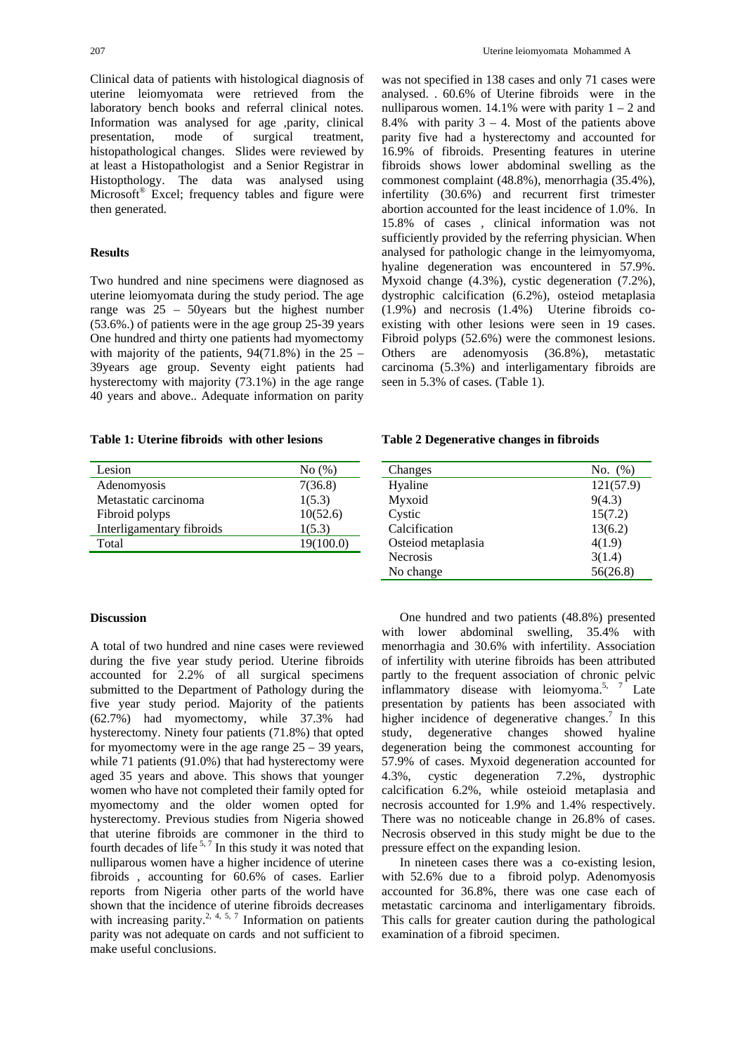Clinical data of patients with histological diagnosis of uterine leiomyomata were retrieved from the laboratory bench books and referral clinical notes. Information was analysed for age ,parity, clinical presentation, mode of surgical treatment, histopathological changes. Slides were reviewed by at least a Histopathologist and a Senior Registrar in Histopthology. The data was analysed using Microsoft® Excel; frequency tables and figure were then generated.

### Results

Two hundred and nine specimens were diagnosed as uterine leiomyomata during the study period. The age range was 25 – 50years but the highest number (53.6%.) of patients were in the age group 25-39 years One hundred and thirty one patients had myomectomy with majority of the patients, 94(71.8%) in the 25 – 39years age group. Seventy eight patients had hysterectomy with majority (73.1%) in the age range 40 years and above.. Adequate information on parity was not specified in 138 cases and only 71 cases were analysed. . 60.6% of Uterine fibroids were in the nulliparous women. 14.1% were with parity 1 – 2 and 8.4% with parity 3 – 4. Most of the patients above parity five had a hysterectomy and accounted for 16.9% of fibroids. Presenting features in uterine fibroids shows lower abdominal swelling as the commonest complaint (48.8%), menorrhagia (35.4%), infertility (30.6%) and recurrent first trimester abortion accounted for the least incidence of 1.0%. In 15.8% of cases , clinical information was not sufficiently provided by the referring physician. When analysed for pathologic change in the leimyomyoma, hyaline degeneration was encountered in 57.9%. Myxoid change (4.3%), cystic degeneration (7.2%), dystrophic calcification (6.2%), osteiod metaplasia (1.9%) and necrosis (1.4%) Uterine fibroids co-existing with other lesions were seen in 19 cases. Fibroid polyps (52.6%) were the commonest lesions. Others are adenomyosis (36.8%), metastatic carcinoma (5.3%) and interligamentary fibroids are seen in 5.3% of cases. (Table 1).

**Table 1: Uterine fibroids with other lesions**

| Lesion | No (%) |
|---|---|
| Adenomyosis | 7(36.8) |
| Metastatic carcinoma | 1(5.3) |
| Fibroid polyps | 10(52.6) |
| Interligamentary fibroids | 1(5.3) |
| Total | 19(100.0) |

**Table 2 Degenerative changes in fibroids**

| Changes | No. (%) |
|---|---|
| Hyaline | 121(57.9) |
| Myxoid | 9(4.3) |
| Cystic | 15(7.2) |
| Calcification | 13(6.2) |
| Osteiod metaplasia | 4(1.9) |
| Necrosis | 3(1.4) |
| No change | 56(26.8) |

### Discussion

A total of two hundred and nine cases were reviewed during the five year study period. Uterine fibroids accounted for 2.2% of all surgical specimens submitted to the Department of Pathology during the five year study period. Majority of the patients (62.7%) had myomectomy, while 37.3% had hysterectomy. Ninety four patients (71.8%) that opted for myomectomy were in the age range 25 – 39 years, while 71 patients (91.0%) that had hysterectomy were aged 35 years and above. This shows that younger women who have not completed their family opted for myomectomy and the older women opted for hysterectomy. Previous studies from Nigeria showed that uterine fibroids are commoner in the third to fourth decades of life [5, 7] In this study it was noted that nulliparous women have a higher incidence of uterine fibroids , accounting for 60.6% of cases. Earlier reports from Nigeria other parts of the world have shown that the incidence of uterine fibroids decreases with increasing parity.[2, 4, 5, 7] Information on patients parity was not adequate on cards and not sufficient to make useful conclusions.

One hundred and two patients (48.8%) presented with lower abdominal swelling, 35.4% with menorrhagia and 30.6% with infertility. Association of infertility with uterine fibroids has been attributed partly to the frequent association of chronic pelvic inflammatory disease with leiomyoma.[5, 7] Late presentation by patients has been associated with higher incidence of degenerative changes.[7] In this study, degenerative changes showed hyaline degeneration being the commonest accounting for 57.9% of cases. Myxoid degeneration accounted for 4.3%, cystic degeneration 7.2%, dystrophic calcification 6.2%, while osteioid metaplasia and necrosis accounted for 1.9% and 1.4% respectively. There was no noticeable change in 26.8% of cases. Necrosis observed in this study might be due to the pressure effect on the expanding lesion.

In nineteen cases there was a co-existing lesion, with 52.6% due to a fibroid polyp. Adenomyosis accounted for 36.8%, there was one case each of metastatic carcinoma and interligamentary fibroids. This calls for greater caution during the pathological examination of a fibroid specimen.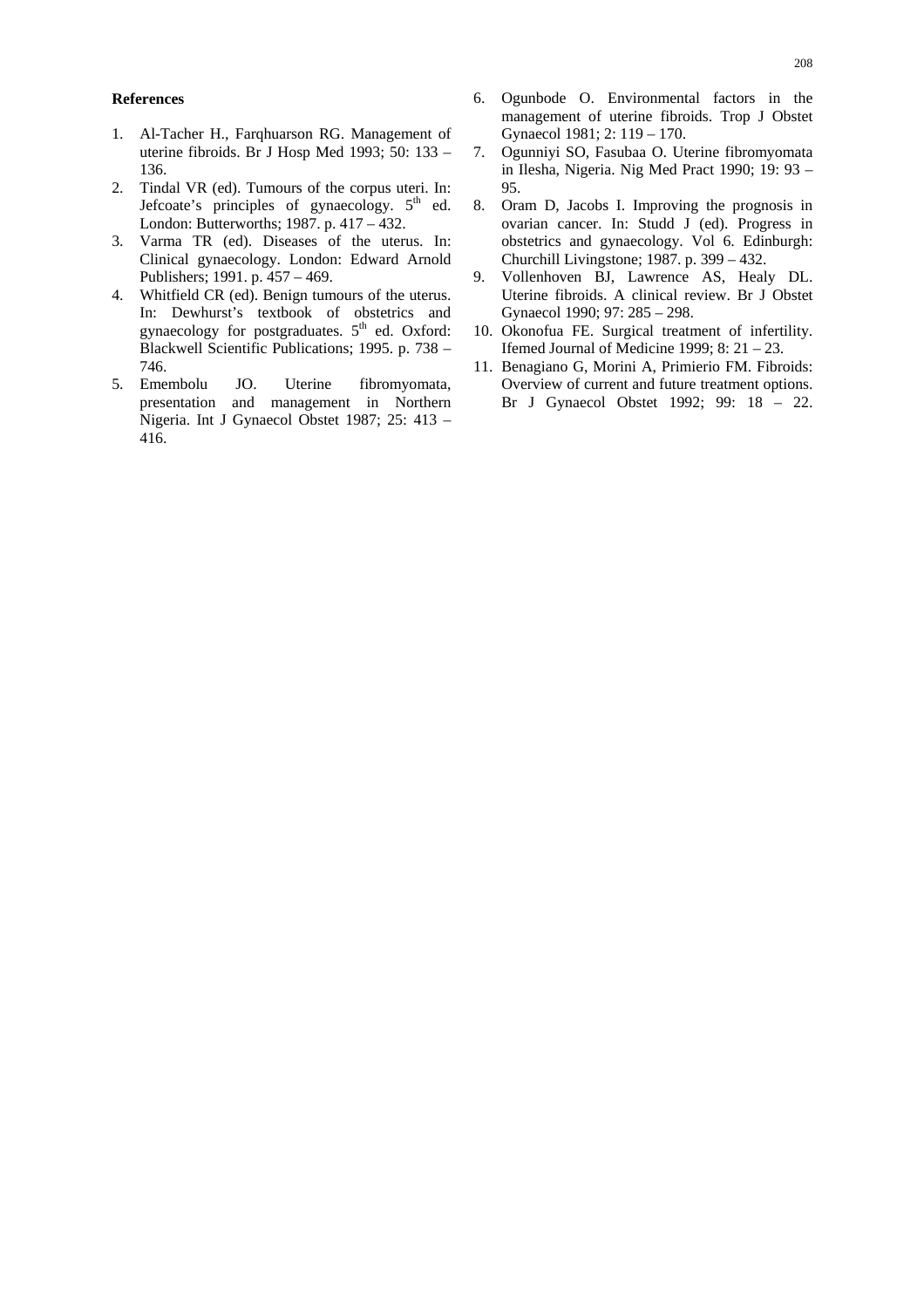## References

1. Al-Tacher H., Farqhuarson RG. Management of uterine fibroids. Br J Hosp Med 1993; 50: 133 – 136.
2. Tindal VR (ed). Tumours of the corpus uteri. In: Jefcoate's principles of gynaecology. 5th ed. London: Butterworths; 1987. p. 417 – 432.
3. Varma TR (ed). Diseases of the uterus. In: Clinical gynaecology. London: Edward Arnold Publishers; 1991. p. 457 – 469.
4. Whitfield CR (ed). Benign tumours of the uterus. In: Dewhurst's textbook of obstetrics and gynaecology for postgraduates. 5th ed. Oxford: Blackwell Scientific Publications; 1995. p. 738 – 746.
5. Emembolu JO. Uterine fibromyomata, presentation and management in Northern Nigeria. Int J Gynaecol Obstet 1987; 25: 413 – 416.
6. Ogunbode O. Environmental factors in the management of uterine fibroids. Trop J Obstet Gynaecol 1981; 2: 119 – 170.
7. Ogunniyi SO, Fasubaa O. Uterine fibromyomata in Ilesha, Nigeria. Nig Med Pract 1990; 19: 93 – 95.
8. Oram D, Jacobs I. Improving the prognosis in ovarian cancer. In: Studd J (ed). Progress in obstetrics and gynaecology. Vol 6. Edinburgh: Churchill Livingstone; 1987. p. 399 – 432.
9. Vollenhoven BJ, Lawrence AS, Healy DL. Uterine fibroids. A clinical review. Br J Obstet Gynaecol 1990; 97: 285 – 298.
10. Okonofua FE. Surgical treatment of infertility. Ifemed Journal of Medicine 1999; 8: 21 – 23.
11. Benagiano G, Morini A, Primierio FM. Fibroids: Overview of current and future treatment options. Br J Gynaecol Obstet 1992; 99: 18 – 22.